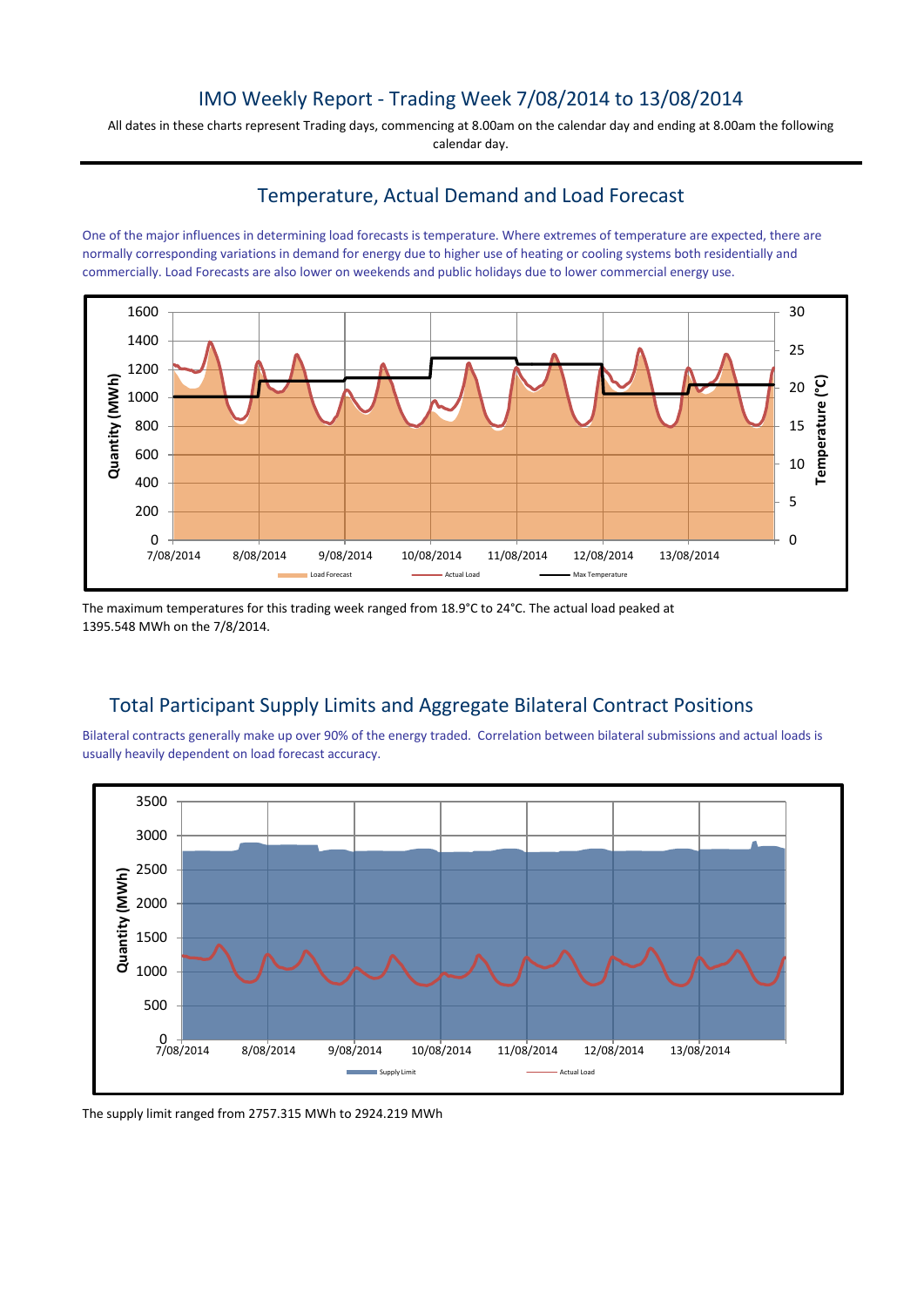# IMO Weekly Report - Trading Week 7/08/2014 to 13/08/2014

All dates in these charts represent Trading days, commencing at 8.00am on the calendar day and ending at 8.00am the following calendar day.

## Temperature, Actual Demand and Load Forecast

One of the major influences in determining load forecasts is temperature. Where extremes of temperature are expected, there are normally corresponding variations in demand for energy due to higher use of heating or cooling systems both residentially and commercially. Load Forecasts are also lower on weekends and public holidays due to lower commercial energy use.

The maximum temperatures for this trading week ranged from 18.9°C to 24°C. The actual load peaked at 1395.548 MWh on the 7/8/2014.

## Total Participant Supply Limits and Aggregate Bilateral Contract Positions

Bilateral contracts generally make up over 90% of the energy traded. Correlation between bilateral submissions and actual loads is usually heavily dependent on load forecast accuracy.

The supply limit ranged from 2757.315 MWh to 2924.219 MWh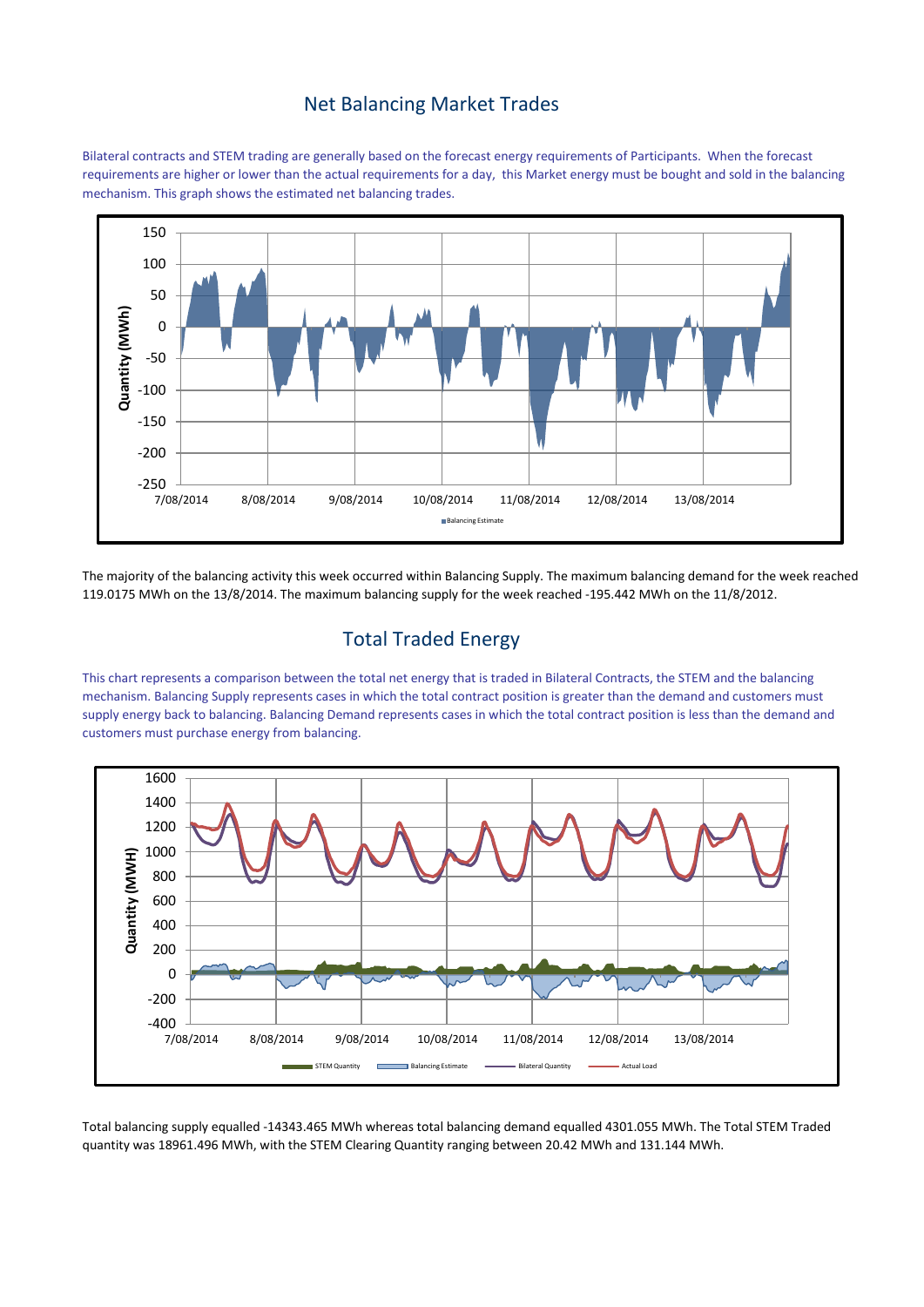## Net Balancing Market Trades

Bilateral contracts and STEM trading are generally based on the forecast energy requirements of Participants. When the forecast requirements are higher or lower than the actual requirements for a day, this Market energy must be bought and sold in the balancing mechanism. This graph shows the estimated net balancing trades.

The majority of the balancing activity this week occurred within Balancing Supply. The maximum balancing demand for the week reached 119.0175 MWh on the 13/8/2014. The maximum balancing supply for the week reached -195.442 MWh on the 11/8/2012.

## Total Traded Energy

This chart represents a comparison between the total net energy that is traded in Bilateral Contracts, the STEM and the balancing mechanism. Balancing Supply represents cases in which the total contract position is greater than the demand and customers must supply energy back to balancing. Balancing Demand represents cases in which the total contract position is less than the demand and customers must purchase energy from balancing.

Total balancing supply equalled -14343.465 MWh whereas total balancing demand equalled 4301.055 MWh. The Total STEM Traded quantity was 18961.496 MWh, with the STEM Clearing Quantity ranging between 20.42 MWh and 131.144 MWh.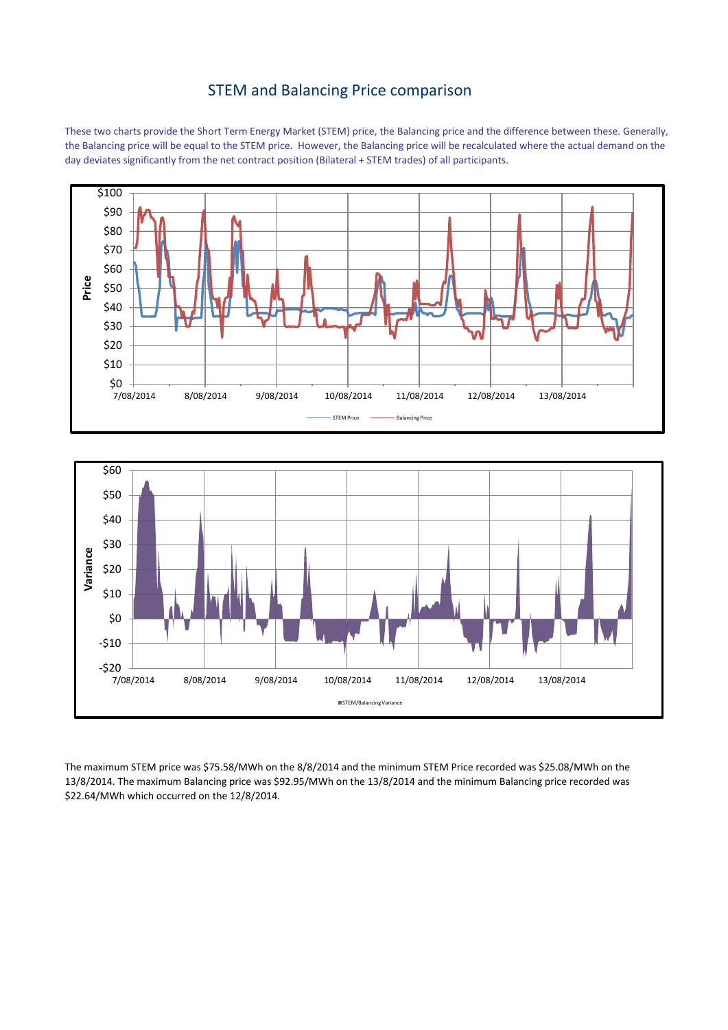# STEM and Balancing Price comparison

These two charts provide the Short Term Energy Market (STEM) price, the Balancing price and the difference between these. Generally, the Balancing price will be equal to the STEM price. However, the Balancing price will be recalculated where the actual demand on the day deviates significantly from the net contract position (Bilateral + STEM trades) of all participants.

Price

$100
$90
$80
$70
$60
$50
$40
$30
$20
$10
$0

7/08/2014 8/08/2014 9/08/2014 10/08/2014 11/08/2014 12/08/2014 13/08/2014

STEM Price Balancing Price

Variance

$60
$50
$40
$30
$20
$10
$0
-$10
-$20

7/08/2014 8/08/2014 9/08/2014 10/08/2014 11/08/2014 12/08/2014 13/08/2014

STEM/Balancing Variance

The maximum STEM price was $75.58/MWh on the 8/8/2014 and the minimum STEM Price recorded was $25.08/MWh on the 13/8/2014. The maximum Balancing price was $92.95/MWh on the 13/8/2014 and the minimum Balancing price recorded was $22.64/MWh which occurred on the 12/8/2014.